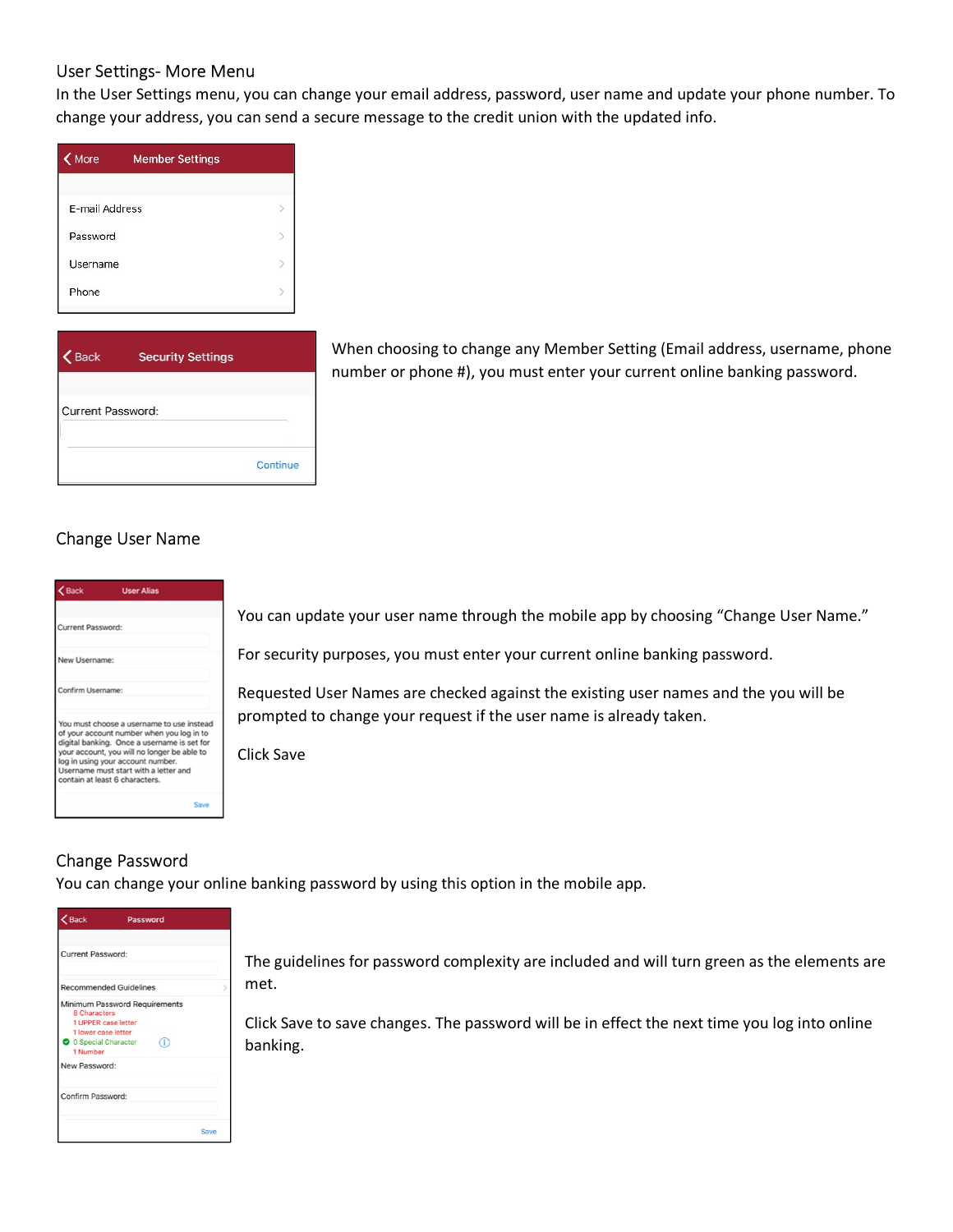## User Settings- More Menu

In the User Settings menu, you can change your email address, password, user name and update your phone number. To change your address, you can send a secure message to the credit union with the updated info.

When choosing to change any Member Setting (Email address, username, phone number or phone #), you must enter your current online banking password.

## Change User Name

You can update your user name through the mobile app by choosing "Change User Name."

For security purposes, you must enter your current online banking password.

Requested User Names are checked against the existing user names and the you will be prompted to change your request if the user name is already taken.

Click Save

## Change Password

You can change your online banking password by using this option in the mobile app.

The guidelines for password complexity are included and will turn green as the elements are met.

Click Save to save changes. The password will be in effect the next time you log into online banking.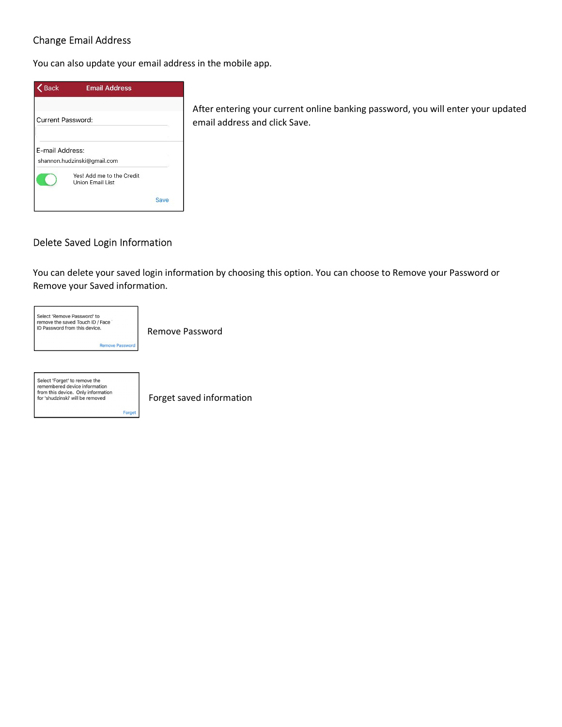## Change Email Address

You can also update your email address in the mobile app.

Back Email Address

Current Password:

E-mail Address:
shannon.hudzinski@gmail.com

Yes! Add me to the Credit Union Email List

Save

After entering your current online banking password, you will enter your updated email address and click Save.

## Delete Saved Login Information

You can delete your saved login information by choosing this option. You can choose to Remove your Password or Remove your Saved information.

Select 'Remove Password' to remove the saved Touch ID / Face ID Password from this device.

Remove Password

Remove Password

Select 'Forget' to remove the remembered device information from this device. Only information for 'shudzinski' will be removed

Forget

Forget saved information